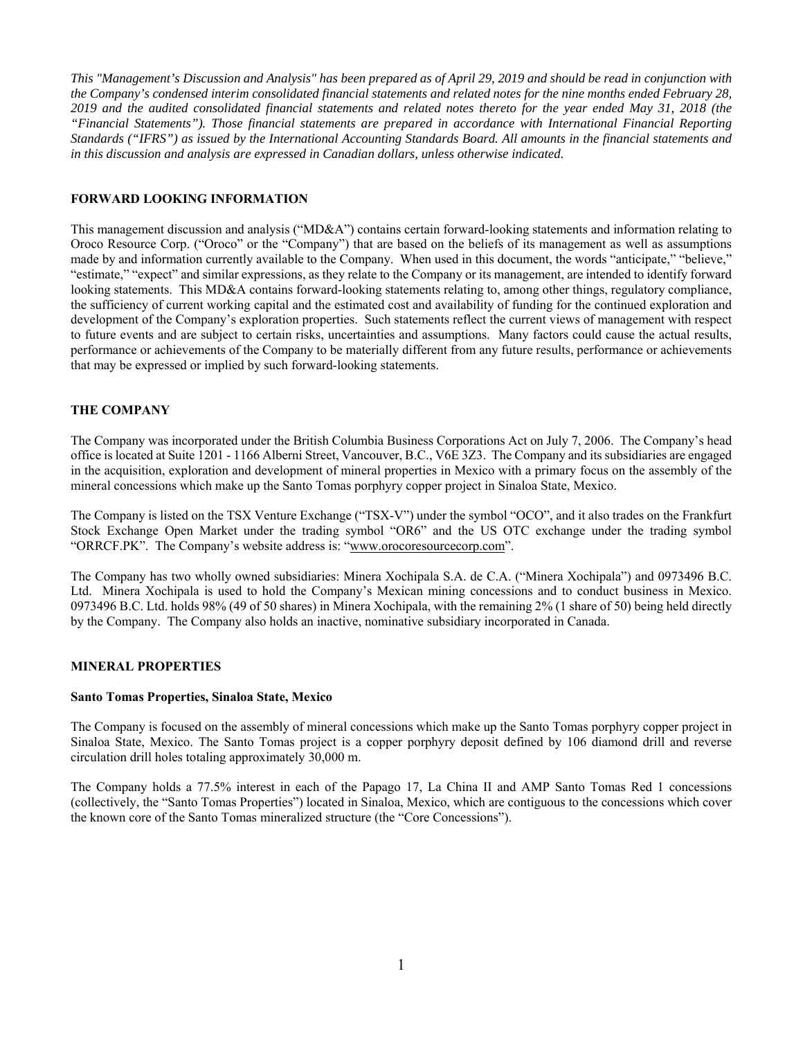*This "Management's Discussion and Analysis" has been prepared as of April 29, 2019 and should be read in conjunction with the Company's condensed interim consolidated financial statements and related notes for the nine months ended February 28, 2019 and the audited consolidated financial statements and related notes thereto for the year ended May 31, 2018 (the "Financial Statements"). Those financial statements are prepared in accordance with International Financial Reporting Standards ("IFRS") as issued by the International Accounting Standards Board. All amounts in the financial statements and in this discussion and analysis are expressed in Canadian dollars, unless otherwise indicated.*

## FORWARD LOOKING INFORMATION

This management discussion and analysis ("MD&A") contains certain forward-looking statements and information relating to Oroco Resource Corp. ("Oroco" or the "Company") that are based on the beliefs of its management as well as assumptions made by and information currently available to the Company. When used in this document, the words "anticipate," "believe," "estimate," "expect" and similar expressions, as they relate to the Company or its management, are intended to identify forward looking statements. This MD&A contains forward-looking statements relating to, among other things, regulatory compliance, the sufficiency of current working capital and the estimated cost and availability of funding for the continued exploration and development of the Company's exploration properties. Such statements reflect the current views of management with respect to future events and are subject to certain risks, uncertainties and assumptions. Many factors could cause the actual results, performance or achievements of the Company to be materially different from any future results, performance or achievements that may be expressed or implied by such forward-looking statements.

## THE COMPANY

The Company was incorporated under the British Columbia Business Corporations Act on July 7, 2006. The Company's head office is located at Suite 1201 - 1166 Alberni Street, Vancouver, B.C., V6E 3Z3. The Company and its subsidiaries are engaged in the acquisition, exploration and development of mineral properties in Mexico with a primary focus on the assembly of the mineral concessions which make up the Santo Tomas porphyry copper project in Sinaloa State, Mexico.

The Company is listed on the TSX Venture Exchange ("TSX-V") under the symbol "OCO", and it also trades on the Frankfurt Stock Exchange Open Market under the trading symbol "OR6" and the US OTC exchange under the trading symbol "ORRCF.PK". The Company's website address is: "www.orocoresourcecorp.com".

The Company has two wholly owned subsidiaries: Minera Xochipala S.A. de C.A. ("Minera Xochipala") and 0973496 B.C. Ltd. Minera Xochipala is used to hold the Company's Mexican mining concessions and to conduct business in Mexico. 0973496 B.C. Ltd. holds 98% (49 of 50 shares) in Minera Xochipala, with the remaining 2% (1 share of 50) being held directly by the Company. The Company also holds an inactive, nominative subsidiary incorporated in Canada.

## MINERAL PROPERTIES

### Santo Tomas Properties, Sinaloa State, Mexico

The Company is focused on the assembly of mineral concessions which make up the Santo Tomas porphyry copper project in Sinaloa State, Mexico. The Santo Tomas project is a copper porphyry deposit defined by 106 diamond drill and reverse circulation drill holes totaling approximately 30,000 m.

The Company holds a 77.5% interest in each of the Papago 17, La China II and AMP Santo Tomas Red 1 concessions (collectively, the "Santo Tomas Properties") located in Sinaloa, Mexico, which are contiguous to the concessions which cover the known core of the Santo Tomas mineralized structure (the "Core Concessions").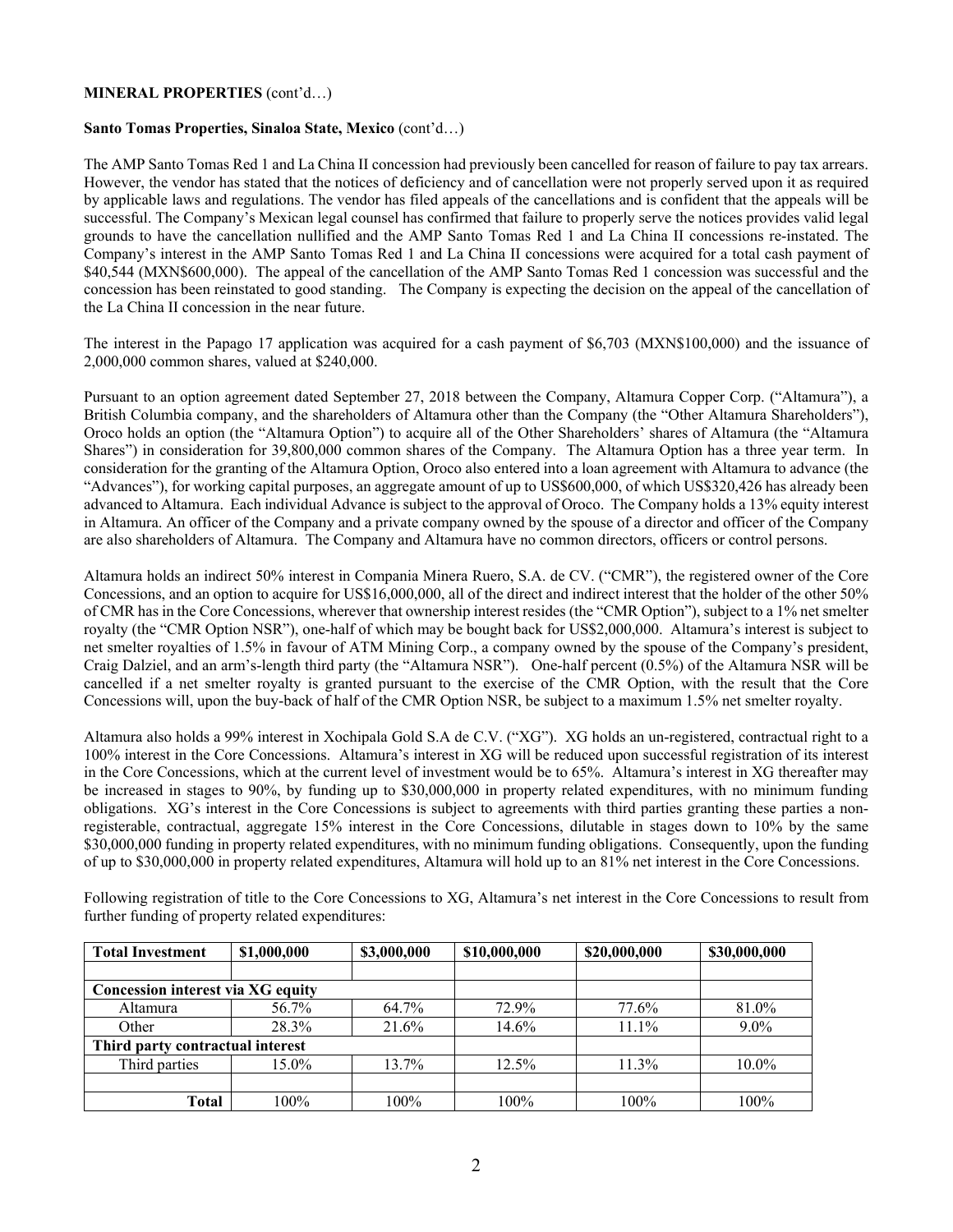**MINERAL PROPERTIES** (cont'd…)

**Santo Tomas Properties, Sinaloa State, Mexico** (cont'd…)

The AMP Santo Tomas Red 1 and La China II concession had previously been cancelled for reason of failure to pay tax arrears. However, the vendor has stated that the notices of deficiency and of cancellation were not properly served upon it as required by applicable laws and regulations. The vendor has filed appeals of the cancellations and is confident that the appeals will be successful. The Company's Mexican legal counsel has confirmed that failure to properly serve the notices provides valid legal grounds to have the cancellation nullified and the AMP Santo Tomas Red 1 and La China II concessions re-instated. The Company's interest in the AMP Santo Tomas Red 1 and La China II concessions were acquired for a total cash payment of \$40,544 (MXN\$600,000). The appeal of the cancellation of the AMP Santo Tomas Red 1 concession was successful and the concession has been reinstated to good standing. The Company is expecting the decision on the appeal of the cancellation of the La China II concession in the near future.

The interest in the Papago 17 application was acquired for a cash payment of \$6,703 (MXN\$100,000) and the issuance of 2,000,000 common shares, valued at \$240,000.

Pursuant to an option agreement dated September 27, 2018 between the Company, Altamura Copper Corp. ("Altamura"), a British Columbia company, and the shareholders of Altamura other than the Company (the "Other Altamura Shareholders"), Oroco holds an option (the "Altamura Option") to acquire all of the Other Shareholders' shares of Altamura (the "Altamura Shares") in consideration for 39,800,000 common shares of the Company. The Altamura Option has a three year term. In consideration for the granting of the Altamura Option, Oroco also entered into a loan agreement with Altamura to advance (the "Advances"), for working capital purposes, an aggregate amount of up to US\$600,000, of which US\$320,426 has already been advanced to Altamura. Each individual Advance is subject to the approval of Oroco. The Company holds a 13% equity interest in Altamura. An officer of the Company and a private company owned by the spouse of a director and officer of the Company are also shareholders of Altamura. The Company and Altamura have no common directors, officers or control persons.

Altamura holds an indirect 50% interest in Compania Minera Ruero, S.A. de CV. ("CMR"), the registered owner of the Core Concessions, and an option to acquire for US\$16,000,000, all of the direct and indirect interest that the holder of the other 50% of CMR has in the Core Concessions, wherever that ownership interest resides (the "CMR Option"), subject to a 1% net smelter royalty (the "CMR Option NSR"), one-half of which may be bought back for US\$2,000,000. Altamura's interest is subject to net smelter royalties of 1.5% in favour of ATM Mining Corp., a company owned by the spouse of the Company's president, Craig Dalziel, and an arm's-length third party (the "Altamura NSR"). One-half percent (0.5%) of the Altamura NSR will be cancelled if a net smelter royalty is granted pursuant to the exercise of the CMR Option, with the result that the Core Concessions will, upon the buy-back of half of the CMR Option NSR, be subject to a maximum 1.5% net smelter royalty.

Altamura also holds a 99% interest in Xochipala Gold S.A de C.V. ("XG"). XG holds an un-registered, contractual right to a 100% interest in the Core Concessions. Altamura's interest in XG will be reduced upon successful registration of its interest in the Core Concessions, which at the current level of investment would be to 65%. Altamura's interest in XG thereafter may be increased in stages to 90%, by funding up to \$30,000,000 in property related expenditures, with no minimum funding obligations. XG's interest in the Core Concessions is subject to agreements with third parties granting these parties a non-registerable, contractual, aggregate 15% interest in the Core Concessions, dilutable in stages down to 10% by the same \$30,000,000 funding in property related expenditures, with no minimum funding obligations. Consequently, upon the funding of up to \$30,000,000 in property related expenditures, Altamura will hold up to an 81% net interest in the Core Concessions.

Following registration of title to the Core Concessions to XG, Altamura's net interest in the Core Concessions to result from further funding of property related expenditures:

| **Total Investment** | **\$1,000,000** | **\$3,000,000** | **\$10,000,000** | **\$20,000,000** | **\$30,000,000** |
|---|---|---|---|---|---|
| | | | | | |
| **Concession interest via XG equity** | | | | | |
| Altamura | 56.7% | 64.7% | 72.9% | 77.6% | 81.0% |
| Other | 28.3% | 21.6% | 14.6% | 11.1% | 9.0% |
| **Third party contractual interest** | | | | | |
| Third parties | 15.0% | 13.7% | 12.5% | 11.3% | 10.0% |
| | | | | | |
| **Total** | 100% | 100% | 100% | 100% | 100% |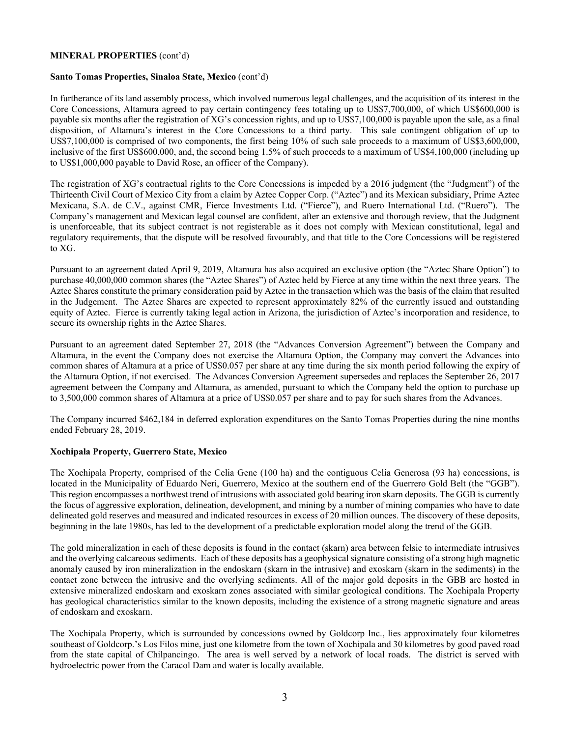**MINERAL PROPERTIES** (cont'd)

**Santo Tomas Properties, Sinaloa State, Mexico** (cont'd)

In furtherance of its land assembly process, which involved numerous legal challenges, and the acquisition of its interest in the Core Concessions, Altamura agreed to pay certain contingency fees totaling up to US$7,700,000, of which US$600,000 is payable six months after the registration of XG's concession rights, and up to US$7,100,000 is payable upon the sale, as a final disposition, of Altamura's interest in the Core Concessions to a third party. This sale contingent obligation of up to US$7,100,000 is comprised of two components, the first being 10% of such sale proceeds to a maximum of US$3,600,000, inclusive of the first US$600,000, and, the second being 1.5% of such proceeds to a maximum of US$4,100,000 (including up to US$1,000,000 payable to David Rose, an officer of the Company).

The registration of XG's contractual rights to the Core Concessions is impeded by a 2016 judgment (the "Judgment") of the Thirteenth Civil Court of Mexico City from a claim by Aztec Copper Corp. ("Aztec") and its Mexican subsidiary, Prime Aztec Mexicana, S.A. de C.V., against CMR, Fierce Investments Ltd. ("Fierce"), and Ruero International Ltd. ("Ruero"). The Company's management and Mexican legal counsel are confident, after an extensive and thorough review, that the Judgment is unenforceable, that its subject contract is not registerable as it does not comply with Mexican constitutional, legal and regulatory requirements, that the dispute will be resolved favourably, and that title to the Core Concessions will be registered to XG.

Pursuant to an agreement dated April 9, 2019, Altamura has also acquired an exclusive option (the "Aztec Share Option") to purchase 40,000,000 common shares (the "Aztec Shares") of Aztec held by Fierce at any time within the next three years. The Aztec Shares constitute the primary consideration paid by Aztec in the transaction which was the basis of the claim that resulted in the Judgement. The Aztec Shares are expected to represent approximately 82% of the currently issued and outstanding equity of Aztec. Fierce is currently taking legal action in Arizona, the jurisdiction of Aztec's incorporation and residence, to secure its ownership rights in the Aztec Shares.

Pursuant to an agreement dated September 27, 2018 (the "Advances Conversion Agreement") between the Company and Altamura, in the event the Company does not exercise the Altamura Option, the Company may convert the Advances into common shares of Altamura at a price of US$0.057 per share at any time during the six month period following the expiry of the Altamura Option, if not exercised. The Advances Conversion Agreement supersedes and replaces the September 26, 2017 agreement between the Company and Altamura, as amended, pursuant to which the Company held the option to purchase up to 3,500,000 common shares of Altamura at a price of US$0.057 per share and to pay for such shares from the Advances.

The Company incurred $462,184 in deferred exploration expenditures on the Santo Tomas Properties during the nine months ended February 28, 2019.

**Xochipala Property, Guerrero State, Mexico**

The Xochipala Property, comprised of the Celia Gene (100 ha) and the contiguous Celia Generosa (93 ha) concessions, is located in the Municipality of Eduardo Neri, Guerrero, Mexico at the southern end of the Guerrero Gold Belt (the "GGB"). This region encompasses a northwest trend of intrusions with associated gold bearing iron skarn deposits. The GGB is currently the focus of aggressive exploration, delineation, development, and mining by a number of mining companies who have to date delineated gold reserves and measured and indicated resources in excess of 20 million ounces. The discovery of these deposits, beginning in the late 1980s, has led to the development of a predictable exploration model along the trend of the GGB.

The gold mineralization in each of these deposits is found in the contact (skarn) area between felsic to intermediate intrusives and the overlying calcareous sediments. Each of these deposits has a geophysical signature consisting of a strong high magnetic anomaly caused by iron mineralization in the endoskarn (skarn in the intrusive) and exoskarn (skarn in the sediments) in the contact zone between the intrusive and the overlying sediments. All of the major gold deposits in the GBB are hosted in extensive mineralized endoskarn and exoskarn zones associated with similar geological conditions. The Xochipala Property has geological characteristics similar to the known deposits, including the existence of a strong magnetic signature and areas of endoskarn and exoskarn.

The Xochipala Property, which is surrounded by concessions owned by Goldcorp Inc., lies approximately four kilometres southeast of Goldcorp.'s Los Filos mine, just one kilometre from the town of Xochipala and 30 kilometres by good paved road from the state capital of Chilpancingo. The area is well served by a network of local roads. The district is served with hydroelectric power from the Caracol Dam and water is locally available.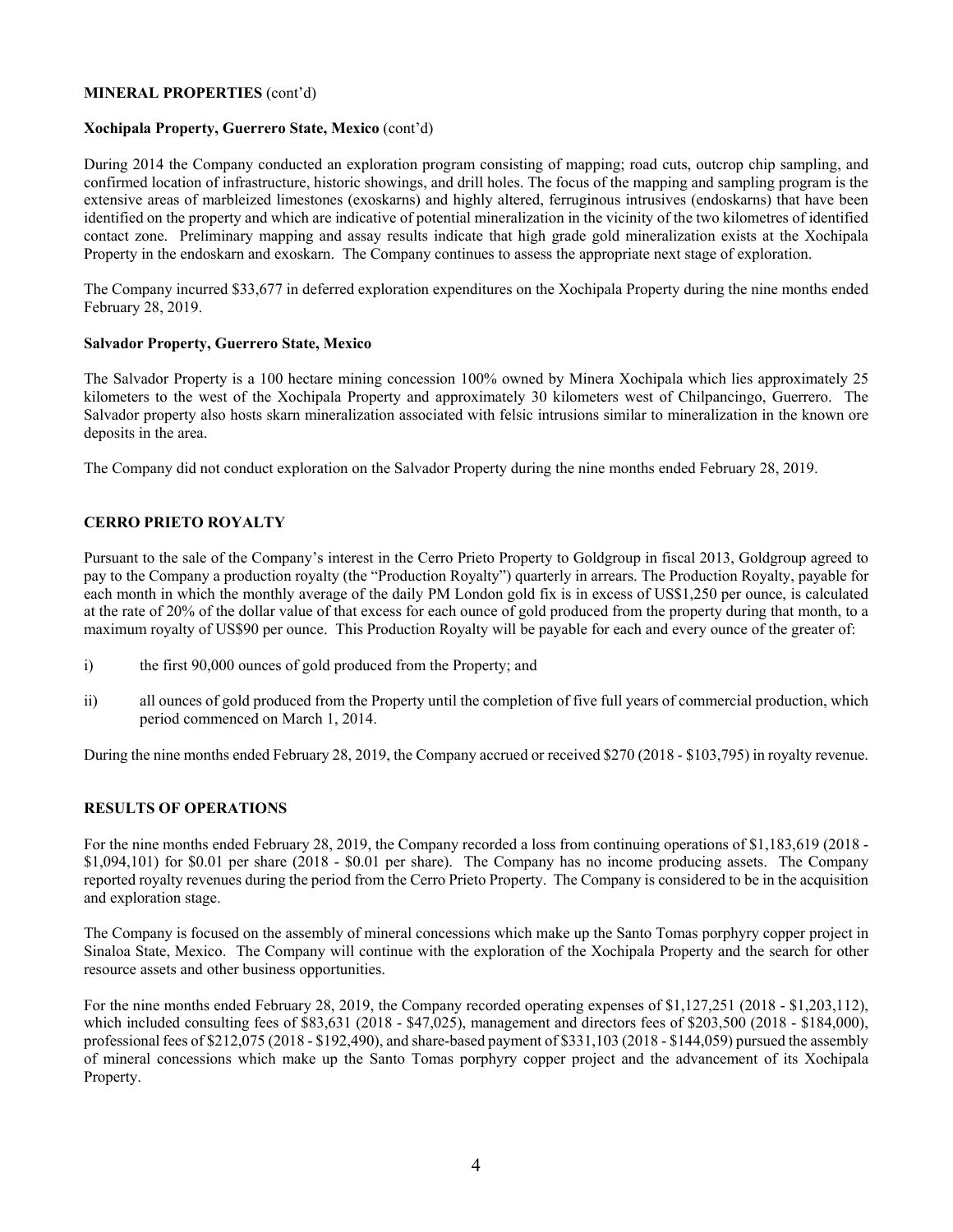**MINERAL PROPERTIES** (cont'd)

**Xochipala Property, Guerrero State, Mexico** (cont'd)

During 2014 the Company conducted an exploration program consisting of mapping; road cuts, outcrop chip sampling, and confirmed location of infrastructure, historic showings, and drill holes. The focus of the mapping and sampling program is the extensive areas of marbleized limestones (exoskarns) and highly altered, ferruginous intrusives (endoskarns) that have been identified on the property and which are indicative of potential mineralization in the vicinity of the two kilometres of identified contact zone. Preliminary mapping and assay results indicate that high grade gold mineralization exists at the Xochipala Property in the endoskarn and exoskarn. The Company continues to assess the appropriate next stage of exploration.

The Company incurred $33,677 in deferred exploration expenditures on the Xochipala Property during the nine months ended February 28, 2019.

**Salvador Property, Guerrero State, Mexico**

The Salvador Property is a 100 hectare mining concession 100% owned by Minera Xochipala which lies approximately 25 kilometers to the west of the Xochipala Property and approximately 30 kilometers west of Chilpancingo, Guerrero. The Salvador property also hosts skarn mineralization associated with felsic intrusions similar to mineralization in the known ore deposits in the area.

The Company did not conduct exploration on the Salvador Property during the nine months ended February 28, 2019.

**CERRO PRIETO ROYALTY**

Pursuant to the sale of the Company's interest in the Cerro Prieto Property to Goldgroup in fiscal 2013, Goldgroup agreed to pay to the Company a production royalty (the "Production Royalty") quarterly in arrears. The Production Royalty, payable for each month in which the monthly average of the daily PM London gold fix is in excess of US$1,250 per ounce, is calculated at the rate of 20% of the dollar value of that excess for each ounce of gold produced from the property during that month, to a maximum royalty of US$90 per ounce. This Production Royalty will be payable for each and every ounce of the greater of:

i) the first 90,000 ounces of gold produced from the Property; and

ii) all ounces of gold produced from the Property until the completion of five full years of commercial production, which period commenced on March 1, 2014.

During the nine months ended February 28, 2019, the Company accrued or received $270 (2018 - $103,795) in royalty revenue.

**RESULTS OF OPERATIONS**

For the nine months ended February 28, 2019, the Company recorded a loss from continuing operations of $1,183,619 (2018 - $1,094,101) for $0.01 per share (2018 - $0.01 per share). The Company has no income producing assets. The Company reported royalty revenues during the period from the Cerro Prieto Property. The Company is considered to be in the acquisition and exploration stage.

The Company is focused on the assembly of mineral concessions which make up the Santo Tomas porphyry copper project in Sinaloa State, Mexico. The Company will continue with the exploration of the Xochipala Property and the search for other resource assets and other business opportunities.

For the nine months ended February 28, 2019, the Company recorded operating expenses of $1,127,251 (2018 - $1,203,112), which included consulting fees of $83,631 (2018 - $47,025), management and directors fees of $203,500 (2018 - $184,000), professional fees of $212,075 (2018 - $192,490), and share-based payment of $331,103 (2018 - $144,059) pursued the assembly of mineral concessions which make up the Santo Tomas porphyry copper project and the advancement of its Xochipala Property.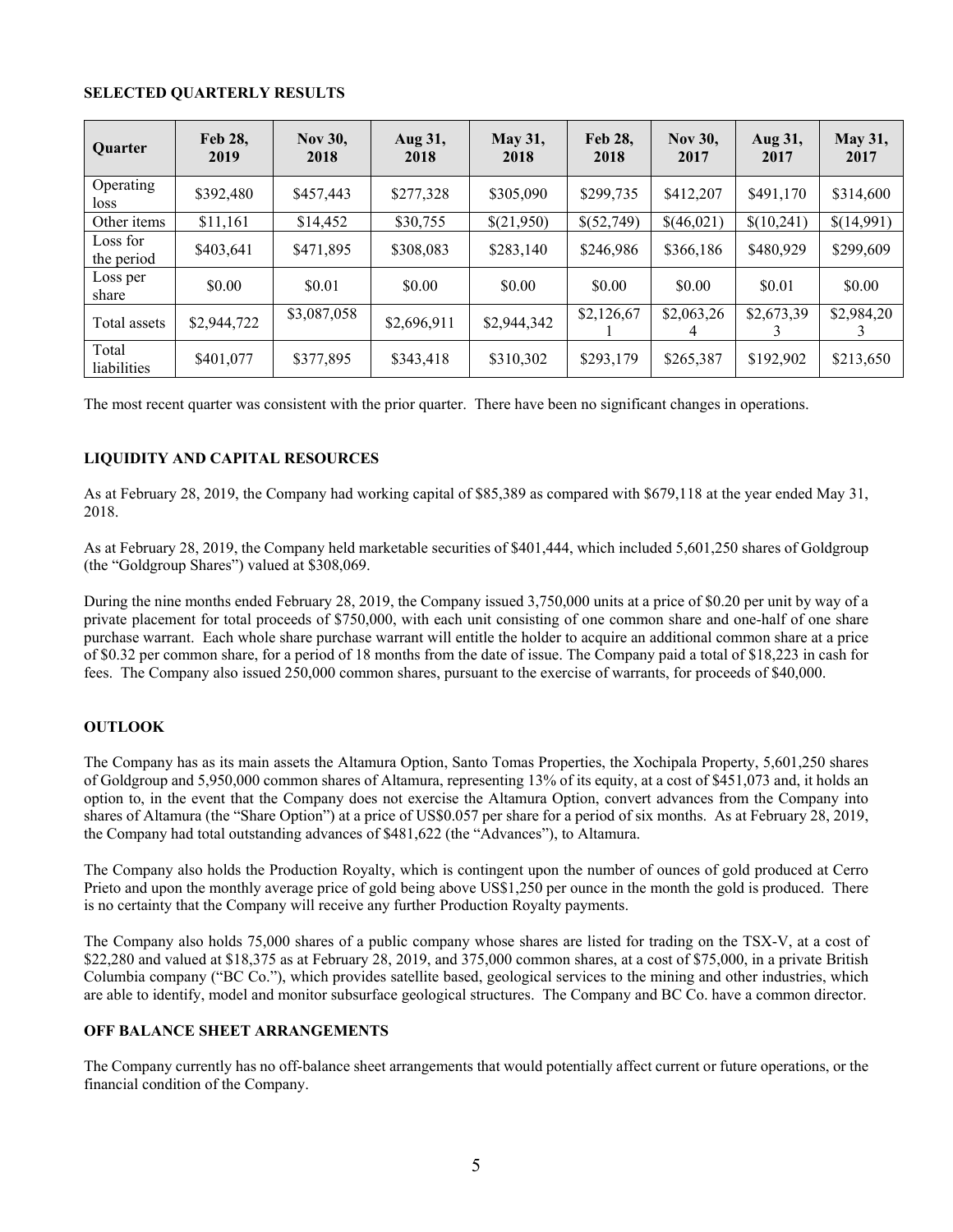## SELECTED QUARTERLY RESULTS

| Quarter | Feb 28, 2019 | Nov 30, 2018 | Aug 31, 2018 | May 31, 2018 | Feb 28, 2018 | Nov 30, 2017 | Aug 31, 2017 | May 31, 2017 |
|---|---|---|---|---|---|---|---|---|
| Operating loss | \$392,480 | \$457,443 | \$277,328 | \$305,090 | \$299,735 | \$412,207 | \$491,170 | \$314,600 |
| Other items | \$11,161 | \$14,452 | \$30,755 | \$(21,950) | \$(52,749) | \$(46,021) | \$(10,241) | \$(14,991) |
| Loss for the period | \$403,641 | \$471,895 | \$308,083 | \$283,140 | \$246,986 | \$366,186 | \$480,929 | \$299,609 |
| Loss per share | \$0.00 | \$0.01 | \$0.00 | \$0.00 | \$0.00 | \$0.00 | \$0.01 | \$0.00 |
| Total assets | \$2,944,722 | \$3,087,058 | \$2,696,911 | \$2,944,342 | \$2,126,671 | \$2,063,264 | \$2,673,393 | \$2,984,203 |
| Total liabilities | \$401,077 | \$377,895 | \$343,418 | \$310,302 | \$293,179 | \$265,387 | \$192,902 | \$213,650 |

The most recent quarter was consistent with the prior quarter. There have been no significant changes in operations.

## LIQUIDITY AND CAPITAL RESOURCES

As at February 28, 2019, the Company had working capital of \$85,389 as compared with \$679,118 at the year ended May 31, 2018.

As at February 28, 2019, the Company held marketable securities of \$401,444, which included 5,601,250 shares of Goldgroup (the "Goldgroup Shares") valued at \$308,069.

During the nine months ended February 28, 2019, the Company issued 3,750,000 units at a price of \$0.20 per unit by way of a private placement for total proceeds of \$750,000, with each unit consisting of one common share and one-half of one share purchase warrant. Each whole share purchase warrant will entitle the holder to acquire an additional common share at a price of \$0.32 per common share, for a period of 18 months from the date of issue. The Company paid a total of \$18,223 in cash for fees. The Company also issued 250,000 common shares, pursuant to the exercise of warrants, for proceeds of \$40,000.

## OUTLOOK

The Company has as its main assets the Altamura Option, Santo Tomas Properties, the Xochipala Property, 5,601,250 shares of Goldgroup and 5,950,000 common shares of Altamura, representing 13% of its equity, at a cost of \$451,073 and, it holds an option to, in the event that the Company does not exercise the Altamura Option, convert advances from the Company into shares of Altamura (the "Share Option") at a price of US\$0.057 per share for a period of six months. As at February 28, 2019, the Company had total outstanding advances of \$481,622 (the "Advances"), to Altamura.

The Company also holds the Production Royalty, which is contingent upon the number of ounces of gold produced at Cerro Prieto and upon the monthly average price of gold being above US\$1,250 per ounce in the month the gold is produced. There is no certainty that the Company will receive any further Production Royalty payments.

The Company also holds 75,000 shares of a public company whose shares are listed for trading on the TSX-V, at a cost of \$22,280 and valued at \$18,375 as at February 28, 2019, and 375,000 common shares, at a cost of \$75,000, in a private British Columbia company ("BC Co."), which provides satellite based, geological services to the mining and other industries, which are able to identify, model and monitor subsurface geological structures. The Company and BC Co. have a common director.

## OFF BALANCE SHEET ARRANGEMENTS

The Company currently has no off-balance sheet arrangements that would potentially affect current or future operations, or the financial condition of the Company.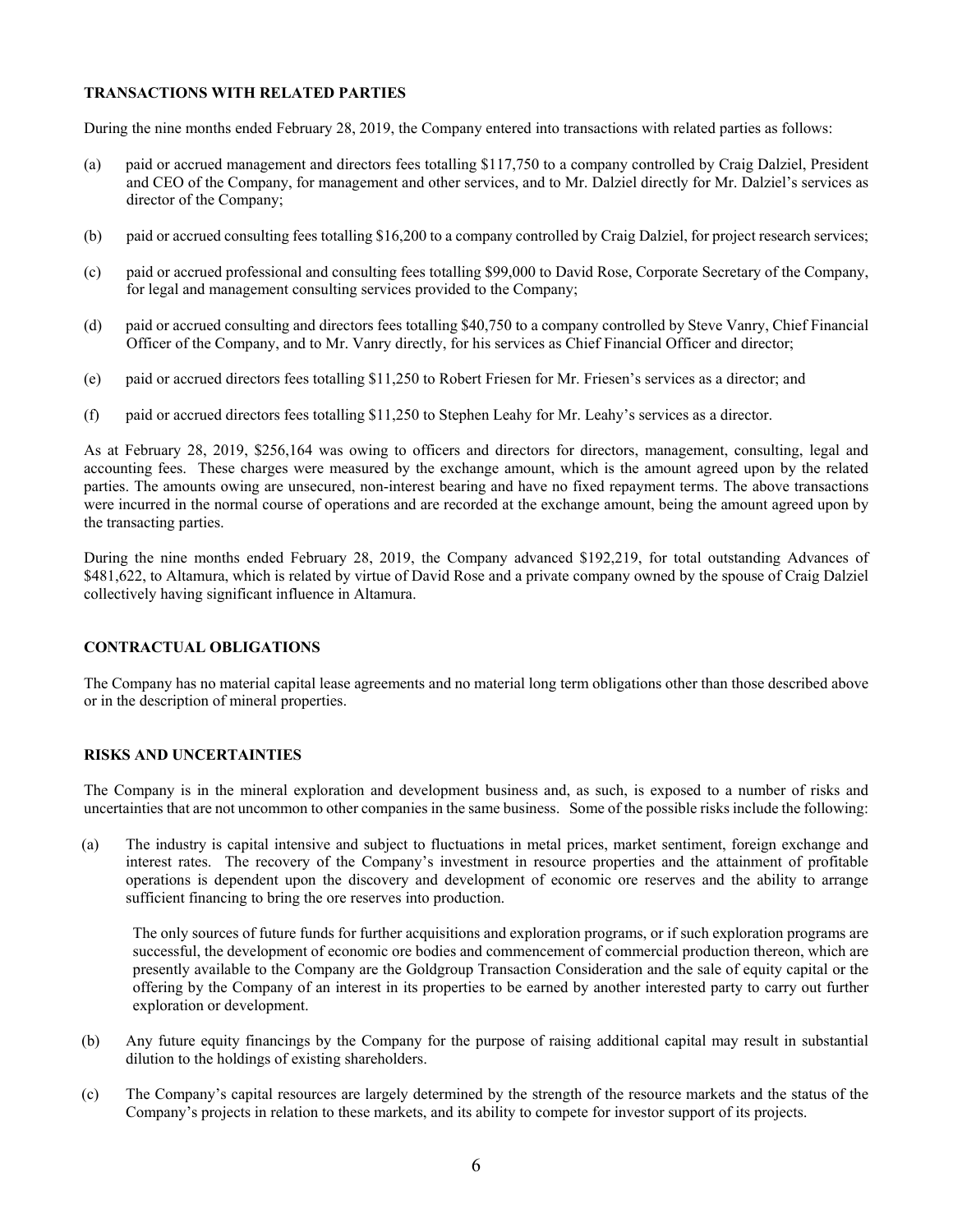## TRANSACTIONS WITH RELATED PARTIES

During the nine months ended February 28, 2019, the Company entered into transactions with related parties as follows:

(a) paid or accrued management and directors fees totalling $117,750 to a company controlled by Craig Dalziel, President and CEO of the Company, for management and other services, and to Mr. Dalziel directly for Mr. Dalziel's services as director of the Company;

(b) paid or accrued consulting fees totalling $16,200 to a company controlled by Craig Dalziel, for project research services;

(c) paid or accrued professional and consulting fees totalling $99,000 to David Rose, Corporate Secretary of the Company, for legal and management consulting services provided to the Company;

(d) paid or accrued consulting and directors fees totalling $40,750 to a company controlled by Steve Vanry, Chief Financial Officer of the Company, and to Mr. Vanry directly, for his services as Chief Financial Officer and director;

(e) paid or accrued directors fees totalling $11,250 to Robert Friesen for Mr. Friesen's services as a director; and

(f) paid or accrued directors fees totalling $11,250 to Stephen Leahy for Mr. Leahy's services as a director.

As at February 28, 2019, $256,164 was owing to officers and directors for directors, management, consulting, legal and accounting fees. These charges were measured by the exchange amount, which is the amount agreed upon by the related parties. The amounts owing are unsecured, non-interest bearing and have no fixed repayment terms. The above transactions were incurred in the normal course of operations and are recorded at the exchange amount, being the amount agreed upon by the transacting parties.

During the nine months ended February 28, 2019, the Company advanced $192,219, for total outstanding Advances of $481,622, to Altamura, which is related by virtue of David Rose and a private company owned by the spouse of Craig Dalziel collectively having significant influence in Altamura.

## CONTRACTUAL OBLIGATIONS

The Company has no material capital lease agreements and no material long term obligations other than those described above or in the description of mineral properties.

## RISKS AND UNCERTAINTIES

The Company is in the mineral exploration and development business and, as such, is exposed to a number of risks and uncertainties that are not uncommon to other companies in the same business. Some of the possible risks include the following:

(a) The industry is capital intensive and subject to fluctuations in metal prices, market sentiment, foreign exchange and interest rates. The recovery of the Company's investment in resource properties and the attainment of profitable operations is dependent upon the discovery and development of economic ore reserves and the ability to arrange sufficient financing to bring the ore reserves into production.

    The only sources of future funds for further acquisitions and exploration programs, or if such exploration programs are successful, the development of economic ore bodies and commencement of commercial production thereon, which are presently available to the Company are the Goldgroup Transaction Consideration and the sale of equity capital or the offering by the Company of an interest in its properties to be earned by another interested party to carry out further exploration or development.

(b) Any future equity financings by the Company for the purpose of raising additional capital may result in substantial dilution to the holdings of existing shareholders.

(c) The Company's capital resources are largely determined by the strength of the resource markets and the status of the Company's projects in relation to these markets, and its ability to compete for investor support of its projects.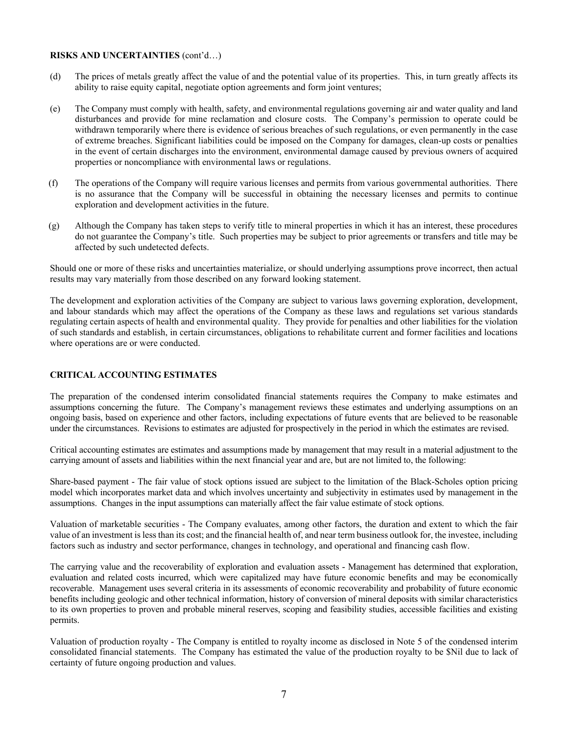**RISKS AND UNCERTAINTIES** (cont'd…)

(d) The prices of metals greatly affect the value of and the potential value of its properties. This, in turn greatly affects its ability to raise equity capital, negotiate option agreements and form joint ventures;

(e) The Company must comply with health, safety, and environmental regulations governing air and water quality and land disturbances and provide for mine reclamation and closure costs. The Company's permission to operate could be withdrawn temporarily where there is evidence of serious breaches of such regulations, or even permanently in the case of extreme breaches. Significant liabilities could be imposed on the Company for damages, clean-up costs or penalties in the event of certain discharges into the environment, environmental damage caused by previous owners of acquired properties or noncompliance with environmental laws or regulations.

(f) The operations of the Company will require various licenses and permits from various governmental authorities. There is no assurance that the Company will be successful in obtaining the necessary licenses and permits to continue exploration and development activities in the future.

(g) Although the Company has taken steps to verify title to mineral properties in which it has an interest, these procedures do not guarantee the Company's title. Such properties may be subject to prior agreements or transfers and title may be affected by such undetected defects.

Should one or more of these risks and uncertainties materialize, or should underlying assumptions prove incorrect, then actual results may vary materially from those described on any forward looking statement.

The development and exploration activities of the Company are subject to various laws governing exploration, development, and labour standards which may affect the operations of the Company as these laws and regulations set various standards regulating certain aspects of health and environmental quality. They provide for penalties and other liabilities for the violation of such standards and establish, in certain circumstances, obligations to rehabilitate current and former facilities and locations where operations are or were conducted.

**CRITICAL ACCOUNTING ESTIMATES**

The preparation of the condensed interim consolidated financial statements requires the Company to make estimates and assumptions concerning the future. The Company's management reviews these estimates and underlying assumptions on an ongoing basis, based on experience and other factors, including expectations of future events that are believed to be reasonable under the circumstances. Revisions to estimates are adjusted for prospectively in the period in which the estimates are revised.

Critical accounting estimates are estimates and assumptions made by management that may result in a material adjustment to the carrying amount of assets and liabilities within the next financial year and are, but are not limited to, the following:

Share-based payment - The fair value of stock options issued are subject to the limitation of the Black-Scholes option pricing model which incorporates market data and which involves uncertainty and subjectivity in estimates used by management in the assumptions. Changes in the input assumptions can materially affect the fair value estimate of stock options.

Valuation of marketable securities - The Company evaluates, among other factors, the duration and extent to which the fair value of an investment is less than its cost; and the financial health of, and near term business outlook for, the investee, including factors such as industry and sector performance, changes in technology, and operational and financing cash flow.

The carrying value and the recoverability of exploration and evaluation assets - Management has determined that exploration, evaluation and related costs incurred, which were capitalized may have future economic benefits and may be economically recoverable. Management uses several criteria in its assessments of economic recoverability and probability of future economic benefits including geologic and other technical information, history of conversion of mineral deposits with similar characteristics to its own properties to proven and probable mineral reserves, scoping and feasibility studies, accessible facilities and existing permits.

Valuation of production royalty - The Company is entitled to royalty income as disclosed in Note 5 of the condensed interim consolidated financial statements. The Company has estimated the value of the production royalty to be $Nil due to lack of certainty of future ongoing production and values.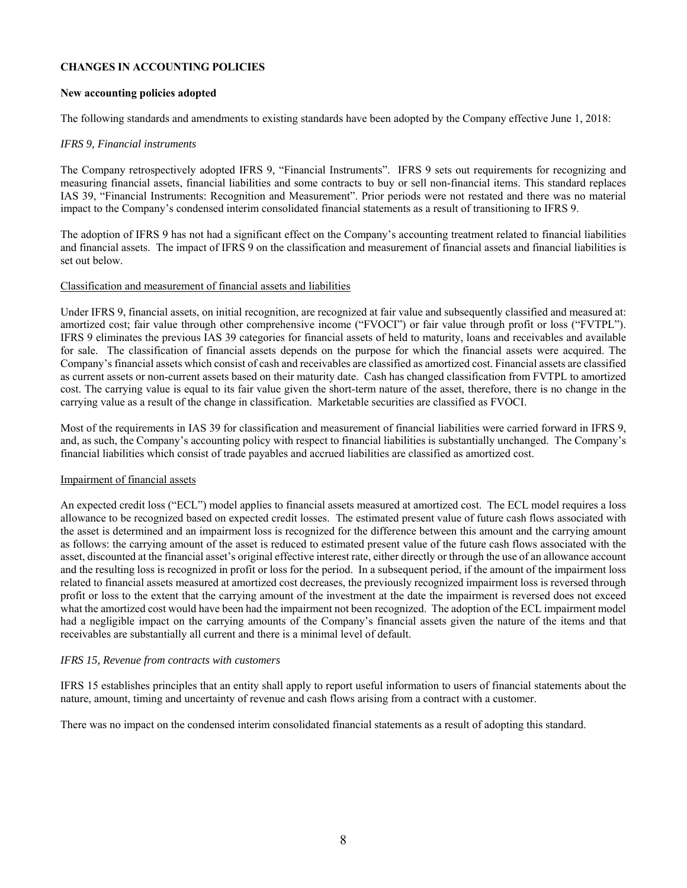**CHANGES IN ACCOUNTING POLICIES**

**New accounting policies adopted**

The following standards and amendments to existing standards have been adopted by the Company effective June 1, 2018:

*IFRS 9, Financial instruments*

The Company retrospectively adopted IFRS 9, "Financial Instruments". IFRS 9 sets out requirements for recognizing and measuring financial assets, financial liabilities and some contracts to buy or sell non-financial items. This standard replaces IAS 39, "Financial Instruments: Recognition and Measurement". Prior periods were not restated and there was no material impact to the Company's condensed interim consolidated financial statements as a result of transitioning to IFRS 9.

The adoption of IFRS 9 has not had a significant effect on the Company's accounting treatment related to financial liabilities and financial assets. The impact of IFRS 9 on the classification and measurement of financial assets and financial liabilities is set out below.

Classification and measurement of financial assets and liabilities

Under IFRS 9, financial assets, on initial recognition, are recognized at fair value and subsequently classified and measured at: amortized cost; fair value through other comprehensive income ("FVOCI") or fair value through profit or loss ("FVTPL"). IFRS 9 eliminates the previous IAS 39 categories for financial assets of held to maturity, loans and receivables and available for sale. The classification of financial assets depends on the purpose for which the financial assets were acquired. The Company's financial assets which consist of cash and receivables are classified as amortized cost. Financial assets are classified as current assets or non-current assets based on their maturity date. Cash has changed classification from FVTPL to amortized cost. The carrying value is equal to its fair value given the short-term nature of the asset, therefore, there is no change in the carrying value as a result of the change in classification. Marketable securities are classified as FVOCI.

Most of the requirements in IAS 39 for classification and measurement of financial liabilities were carried forward in IFRS 9, and, as such, the Company's accounting policy with respect to financial liabilities is substantially unchanged. The Company's financial liabilities which consist of trade payables and accrued liabilities are classified as amortized cost.

Impairment of financial assets

An expected credit loss ("ECL") model applies to financial assets measured at amortized cost. The ECL model requires a loss allowance to be recognized based on expected credit losses. The estimated present value of future cash flows associated with the asset is determined and an impairment loss is recognized for the difference between this amount and the carrying amount as follows: the carrying amount of the asset is reduced to estimated present value of the future cash flows associated with the asset, discounted at the financial asset's original effective interest rate, either directly or through the use of an allowance account and the resulting loss is recognized in profit or loss for the period. In a subsequent period, if the amount of the impairment loss related to financial assets measured at amortized cost decreases, the previously recognized impairment loss is reversed through profit or loss to the extent that the carrying amount of the investment at the date the impairment is reversed does not exceed what the amortized cost would have been had the impairment not been recognized. The adoption of the ECL impairment model had a negligible impact on the carrying amounts of the Company's financial assets given the nature of the items and that receivables are substantially all current and there is a minimal level of default.

*IFRS 15, Revenue from contracts with customers*

IFRS 15 establishes principles that an entity shall apply to report useful information to users of financial statements about the nature, amount, timing and uncertainty of revenue and cash flows arising from a contract with a customer.

There was no impact on the condensed interim consolidated financial statements as a result of adopting this standard.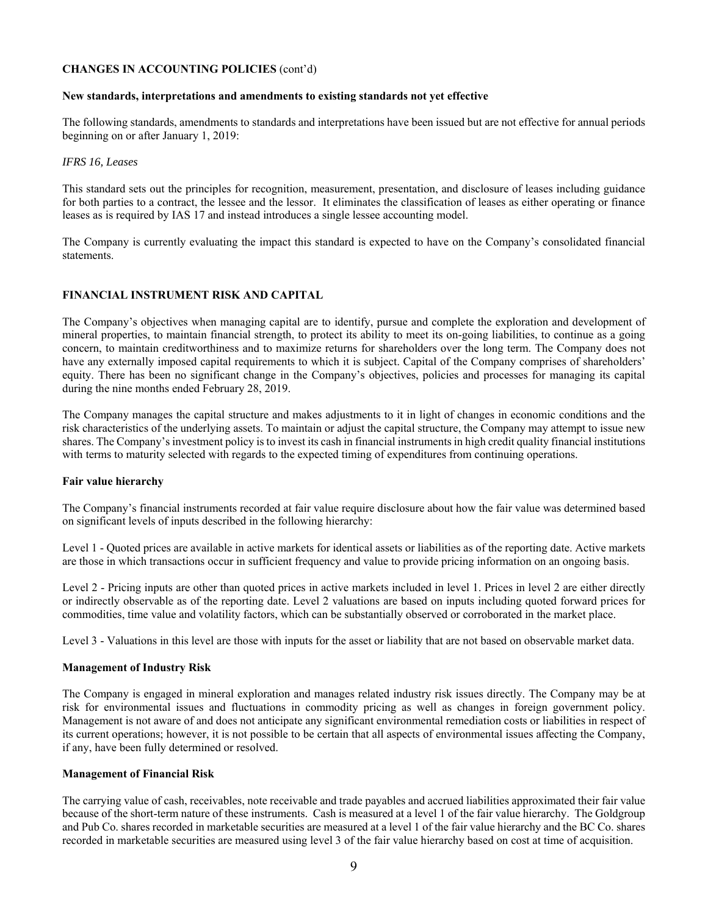## CHANGES IN ACCOUNTING POLICIES (cont'd)

### New standards, interpretations and amendments to existing standards not yet effective

The following standards, amendments to standards and interpretations have been issued but are not effective for annual periods beginning on or after January 1, 2019:

*IFRS 16, Leases*

This standard sets out the principles for recognition, measurement, presentation, and disclosure of leases including guidance for both parties to a contract, the lessee and the lessor. It eliminates the classification of leases as either operating or finance leases as is required by IAS 17 and instead introduces a single lessee accounting model.

The Company is currently evaluating the impact this standard is expected to have on the Company's consolidated financial statements.

## FINANCIAL INSTRUMENT RISK AND CAPITAL

The Company's objectives when managing capital are to identify, pursue and complete the exploration and development of mineral properties, to maintain financial strength, to protect its ability to meet its on-going liabilities, to continue as a going concern, to maintain creditworthiness and to maximize returns for shareholders over the long term. The Company does not have any externally imposed capital requirements to which it is subject. Capital of the Company comprises of shareholders' equity. There has been no significant change in the Company's objectives, policies and processes for managing its capital during the nine months ended February 28, 2019.

The Company manages the capital structure and makes adjustments to it in light of changes in economic conditions and the risk characteristics of the underlying assets. To maintain or adjust the capital structure, the Company may attempt to issue new shares. The Company's investment policy is to invest its cash in financial instruments in high credit quality financial institutions with terms to maturity selected with regards to the expected timing of expenditures from continuing operations.

### Fair value hierarchy

The Company's financial instruments recorded at fair value require disclosure about how the fair value was determined based on significant levels of inputs described in the following hierarchy:

Level 1 - Quoted prices are available in active markets for identical assets or liabilities as of the reporting date. Active markets are those in which transactions occur in sufficient frequency and value to provide pricing information on an ongoing basis.

Level 2 - Pricing inputs are other than quoted prices in active markets included in level 1. Prices in level 2 are either directly or indirectly observable as of the reporting date. Level 2 valuations are based on inputs including quoted forward prices for commodities, time value and volatility factors, which can be substantially observed or corroborated in the market place.

Level 3 - Valuations in this level are those with inputs for the asset or liability that are not based on observable market data.

### Management of Industry Risk

The Company is engaged in mineral exploration and manages related industry risk issues directly. The Company may be at risk for environmental issues and fluctuations in commodity pricing as well as changes in foreign government policy. Management is not aware of and does not anticipate any significant environmental remediation costs or liabilities in respect of its current operations; however, it is not possible to be certain that all aspects of environmental issues affecting the Company, if any, have been fully determined or resolved.

### Management of Financial Risk

The carrying value of cash, receivables, note receivable and trade payables and accrued liabilities approximated their fair value because of the short-term nature of these instruments. Cash is measured at a level 1 of the fair value hierarchy. The Goldgroup and Pub Co. shares recorded in marketable securities are measured at a level 1 of the fair value hierarchy and the BC Co. shares recorded in marketable securities are measured using level 3 of the fair value hierarchy based on cost at time of acquisition.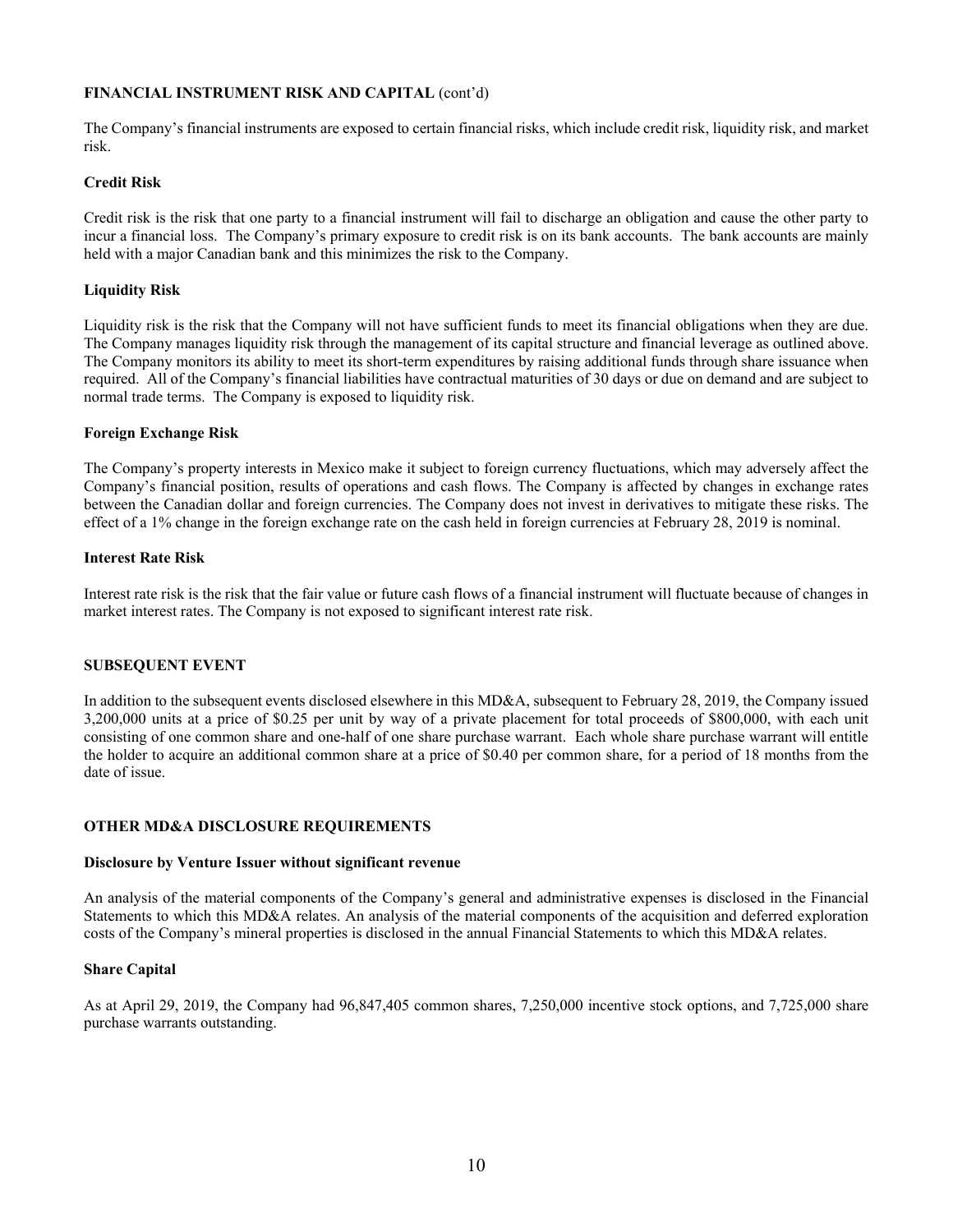## FINANCIAL INSTRUMENT RISK AND CAPITAL (cont'd)

The Company's financial instruments are exposed to certain financial risks, which include credit risk, liquidity risk, and market risk.

### Credit Risk

Credit risk is the risk that one party to a financial instrument will fail to discharge an obligation and cause the other party to incur a financial loss. The Company's primary exposure to credit risk is on its bank accounts. The bank accounts are mainly held with a major Canadian bank and this minimizes the risk to the Company.

### Liquidity Risk

Liquidity risk is the risk that the Company will not have sufficient funds to meet its financial obligations when they are due. The Company manages liquidity risk through the management of its capital structure and financial leverage as outlined above. The Company monitors its ability to meet its short-term expenditures by raising additional funds through share issuance when required. All of the Company's financial liabilities have contractual maturities of 30 days or due on demand and are subject to normal trade terms. The Company is exposed to liquidity risk.

### Foreign Exchange Risk

The Company's property interests in Mexico make it subject to foreign currency fluctuations, which may adversely affect the Company's financial position, results of operations and cash flows. The Company is affected by changes in exchange rates between the Canadian dollar and foreign currencies. The Company does not invest in derivatives to mitigate these risks. The effect of a 1% change in the foreign exchange rate on the cash held in foreign currencies at February 28, 2019 is nominal.

### Interest Rate Risk

Interest rate risk is the risk that the fair value or future cash flows of a financial instrument will fluctuate because of changes in market interest rates. The Company is not exposed to significant interest rate risk.

## SUBSEQUENT EVENT

In addition to the subsequent events disclosed elsewhere in this MD&A, subsequent to February 28, 2019, the Company issued 3,200,000 units at a price of $0.25 per unit by way of a private placement for total proceeds of $800,000, with each unit consisting of one common share and one-half of one share purchase warrant. Each whole share purchase warrant will entitle the holder to acquire an additional common share at a price of $0.40 per common share, for a period of 18 months from the date of issue.

## OTHER MD&A DISCLOSURE REQUIREMENTS

### Disclosure by Venture Issuer without significant revenue

An analysis of the material components of the Company's general and administrative expenses is disclosed in the Financial Statements to which this MD&A relates. An analysis of the material components of the acquisition and deferred exploration costs of the Company's mineral properties is disclosed in the annual Financial Statements to which this MD&A relates.

### Share Capital

As at April 29, 2019, the Company had 96,847,405 common shares, 7,250,000 incentive stock options, and 7,725,000 share purchase warrants outstanding.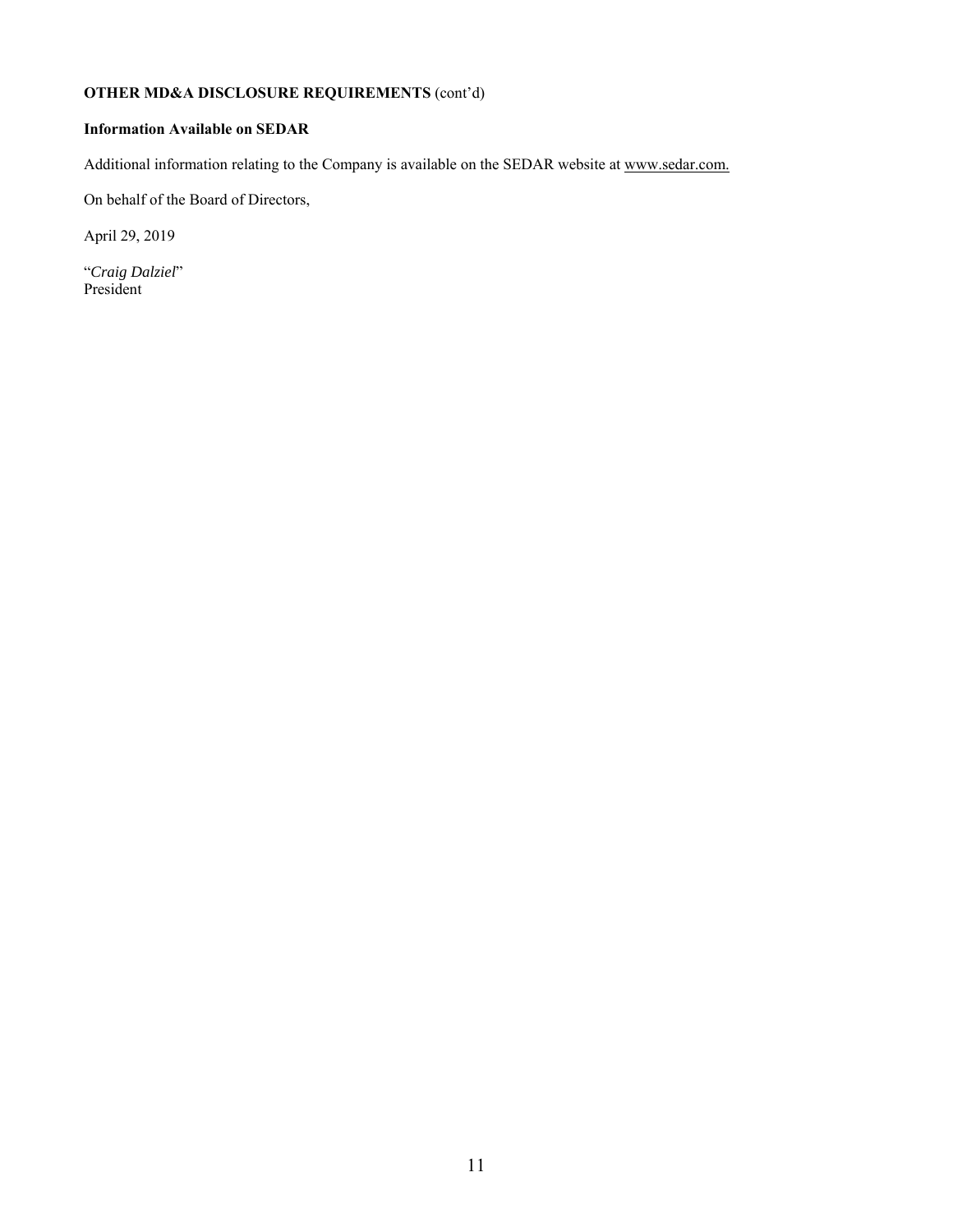**OTHER MD&A DISCLOSURE REQUIREMENTS** (cont'd)

**Information Available on SEDAR**

Additional information relating to the Company is available on the SEDAR website at www.sedar.com.

On behalf of the Board of Directors,

April 29, 2019

"*Craig Dalziel*"
President